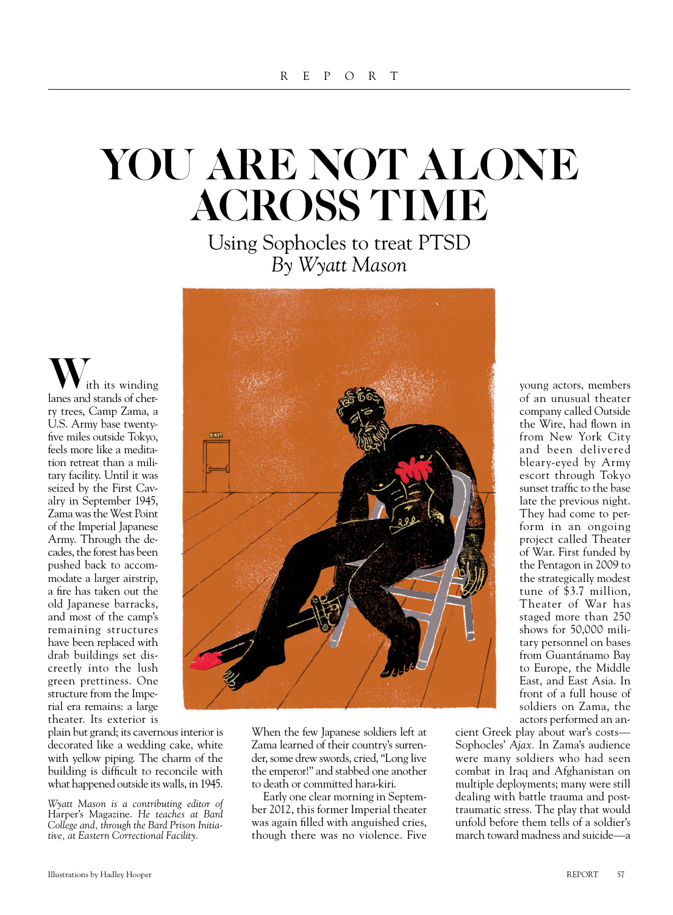# YOU ARE NOT ALONE ACROSS TIME

## Using Sophocles to treat PTSD

*By Wyatt Mason*

With its winding lanes and stands of cherry trees, Camp Zama, a U.S. Army base twenty-five miles outside Tokyo, feels more like a meditation retreat than a military facility. Until it was seized by the First Cavalry in September 1945, Zama was the West Point of the Imperial Japanese Army. Through the decades, the forest has been pushed back to accommodate a larger airstrip, a fire has taken out the old Japanese barracks, and most of the camp's remaining structures have been replaced with drab buildings set discreetly into the lush green prettiness. One structure from the Imperial era remains: a large theater. Its exterior is plain but grand; its cavernous interior is decorated like a wedding cake, white with yellow piping. The charm of the building is difficult to reconcile with what happened outside its walls, in 1945.

When the few Japanese soldiers left at Zama learned of their country's surrender, some drew swords, cried, "Long live the emperor!" and stabbed one another to death or committed hara-kiri.

Early one clear morning in September 2012, this former Imperial theater was again filled with anguished cries, though there was no violence. Five young actors, members of an unusual theater company called Outside the Wire, had flown in from New York City and been delivered bleary-eyed by Army escort through Tokyo sunset traffic to the base late the previous night. They had come to perform in an ongoing project called Theater of War. First funded by the Pentagon in 2009 to the strategically modest tune of $3.7 million, Theater of War has staged more than 250 shows for 50,000 military personnel on bases from Guantánamo Bay to Europe, the Middle East, and East Asia. In front of a full house of soldiers on Zama, the actors performed an ancient Greek play about war's costs—Sophocles' *Ajax.* In Zama's audience were many soldiers who had seen combat in Iraq and Afghanistan on multiple deployments; many were still dealing with battle trauma and post-traumatic stress. The play that would unfold before them tells of a soldier's march toward madness and suicide—a

*Wyatt Mason is a contributing editor of* Harper's Magazine. *He teaches at Bard College and, through the Bard Prison Initiative, at Eastern Correctional Facility.*

Illustrations by Hadley Hooper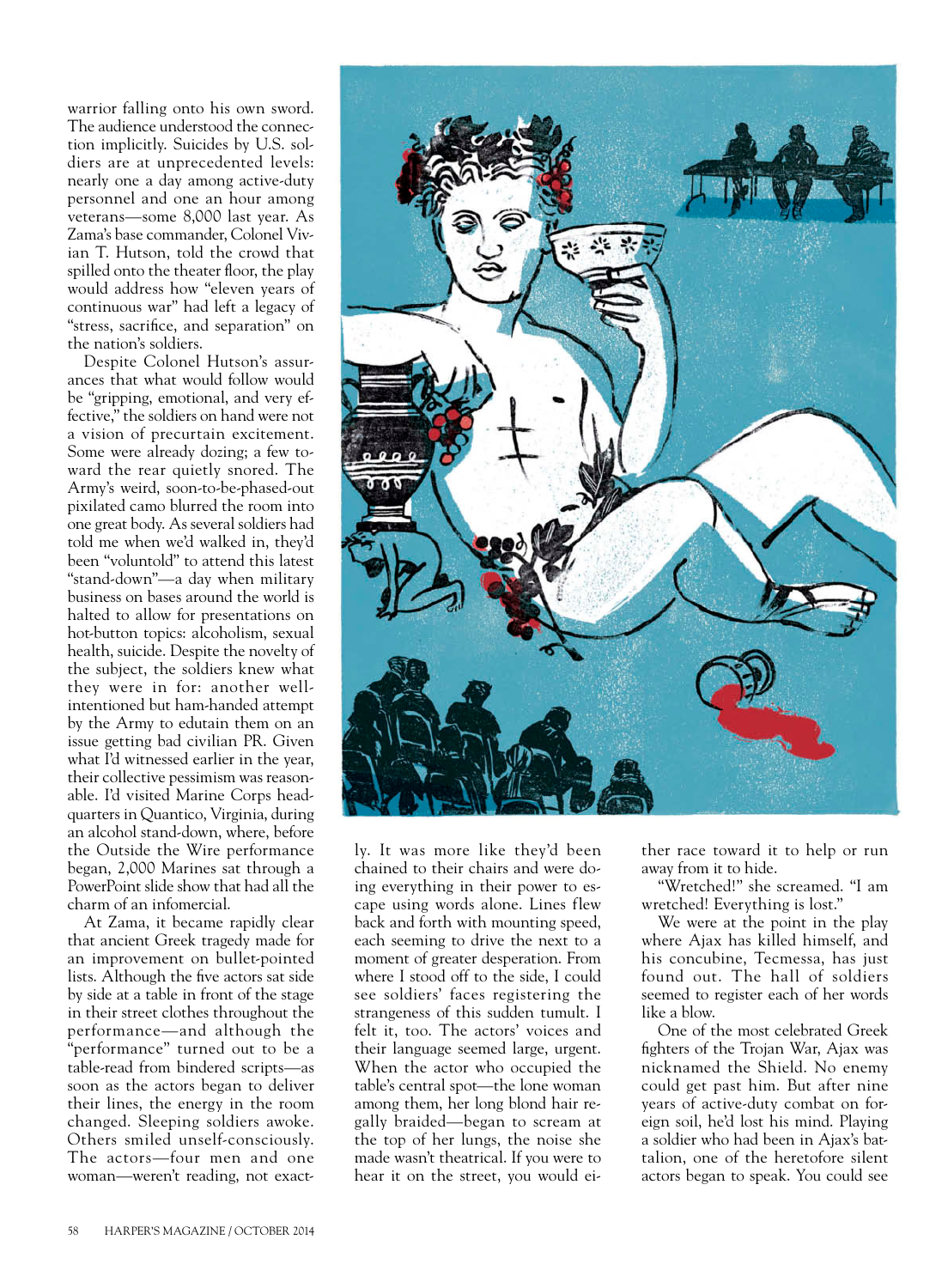warrior falling onto his own sword. The audience understood the connection implicitly. Suicides by U.S. soldiers are at unprecedented levels: nearly one a day among active-duty personnel and one an hour among veterans—some 8,000 last year. As Zama's base commander, Colonel Vivian T. Hutson, told the crowd that spilled onto the theater floor, the play would address how "eleven years of continuous war" had left a legacy of "stress, sacrifice, and separation" on the nation's soldiers.

Despite Colonel Hutson's assurances that what would follow would be "gripping, emotional, and very effective," the soldiers on hand were not a vision of precurtain excitement. Some were already dozing; a few toward the rear quietly snored. The Army's weird, soon-to-be-phased-out pixilated camo blurred the room into one great body. As several soldiers had told me when we'd walked in, they'd been "voluntold" to attend this latest "stand-down"—a day when military business on bases around the world is halted to allow for presentations on hot-button topics: alcoholism, sexual health, suicide. Despite the novelty of the subject, the soldiers knew what they were in for: another well-intentioned but ham-handed attempt by the Army to edutain them on an issue getting bad civilian PR. Given what I'd witnessed earlier in the year, their collective pessimism was reasonable. I'd visited Marine Corps headquarters in Quantico, Virginia, during an alcohol stand-down, where, before the Outside the Wire performance began, 2,000 Marines sat through a PowerPoint slide show that had all the charm of an infomercial.

At Zama, it became rapidly clear that ancient Greek tragedy made for an improvement on bullet-pointed lists. Although the five actors sat side by side at a table in front of the stage in their street clothes throughout the performance—and although the "performance" turned out to be a table-read from bindered scripts—as soon as the actors began to deliver their lines, the energy in the room changed. Sleeping soldiers awoke. Others smiled unself-consciously. The actors—four men and one woman—weren't reading, not exactly. It was more like they'd been chained to their chairs and were doing everything in their power to escape using words alone. Lines flew back and forth with mounting speed, each seeming to drive the next to a moment of greater desperation. From where I stood off to the side, I could see soldiers' faces registering the strangeness of this sudden tumult. I felt it, too. The actors' voices and their language seemed large, urgent. When the actor who occupied the table's central spot—the lone woman among them, her long blond hair regally braided—began to scream at the top of her lungs, the noise she made wasn't theatrical. If you were to hear it on the street, you would either race toward it to help or run away from it to hide.

"Wretched!" she screamed. "I am wretched! Everything is lost."

We were at the point in the play where Ajax has killed himself, and his concubine, Tecmessa, has just found out. The hall of soldiers seemed to register each of her words like a blow.

One of the most celebrated Greek fighters of the Trojan War, Ajax was nicknamed the Shield. No enemy could get past him. But after nine years of active-duty combat on foreign soil, he'd lost his mind. Playing a soldier who had been in Ajax's battalion, one of the heretofore silent actors began to speak. You could see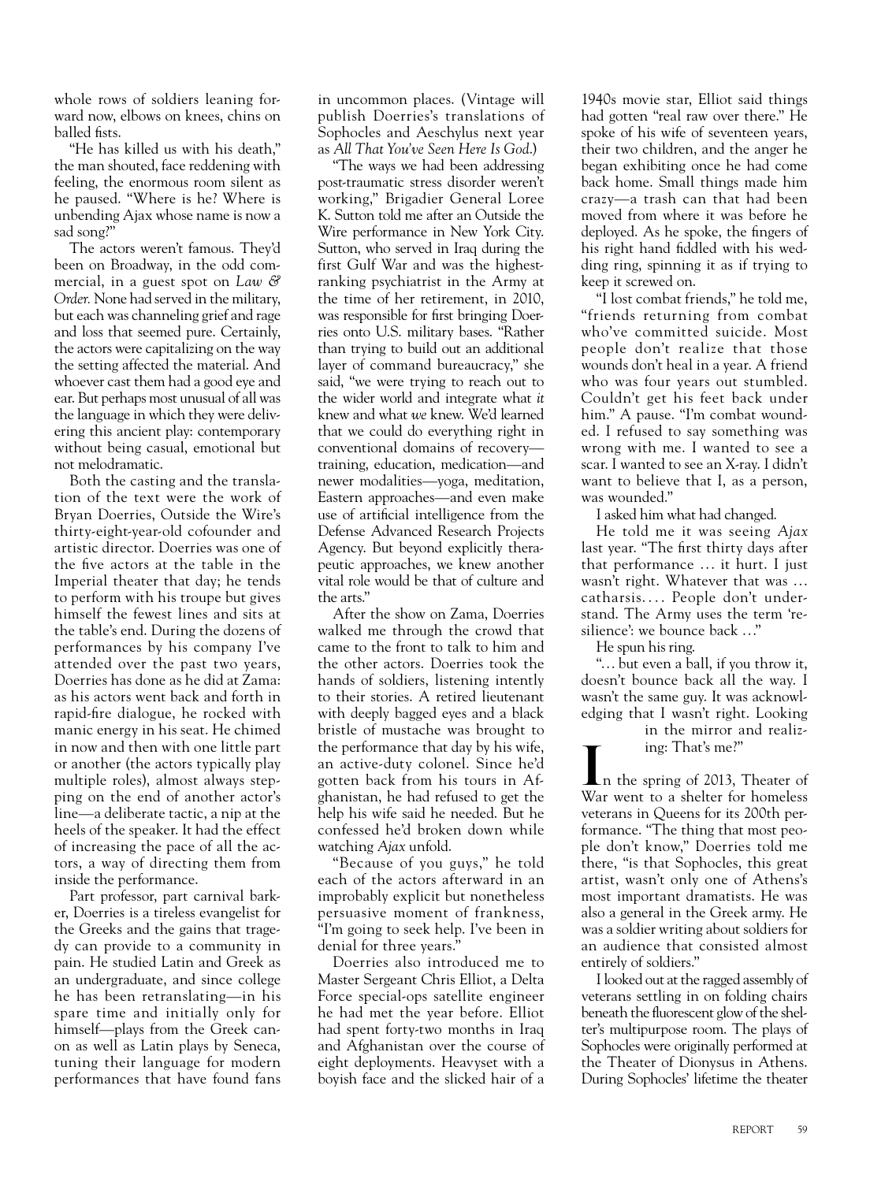whole rows of soldiers leaning forward now, elbows on knees, chins on balled fists.

"He has killed us with his death," the man shouted, face reddening with feeling, the enormous room silent as he paused. "Where is he? Where is unbending Ajax whose name is now a sad song?"

The actors weren't famous. They'd been on Broadway, in the odd commercial, in a guest spot on *Law & Order.* None had served in the military, but each was channeling grief and rage and loss that seemed pure. Certainly, the actors were capitalizing on the way the setting affected the material. And whoever cast them had a good eye and ear. But perhaps most unusual of all was the language in which they were delivering this ancient play: contemporary without being casual, emotional but not melodramatic.

Both the casting and the translation of the text were the work of Bryan Doerries, Outside the Wire's thirty-eight-year-old cofounder and artistic director. Doerries was one of the five actors at the table in the Imperial theater that day; he tends to perform with his troupe but gives himself the fewest lines and sits at the table's end. During the dozens of performances by his company I've attended over the past two years, Doerries has done as he did at Zama: as his actors went back and forth in rapid-fire dialogue, he rocked with manic energy in his seat. He chimed in now and then with one little part or another (the actors typically play multiple roles), almost always stepping on the end of another actor's line—a deliberate tactic, a nip at the heels of the speaker. It had the effect of increasing the pace of all the actors, a way of directing them from inside the performance.

Part professor, part carnival barker, Doerries is a tireless evangelist for the Greeks and the gains that tragedy can provide to a community in pain. He studied Latin and Greek as an undergraduate, and since college he has been retranslating—in his spare time and initially only for himself—plays from the Greek canon as well as Latin plays by Seneca, tuning their language for modern performances that have found fans in uncommon places. (Vintage will publish Doerries's translations of Sophocles and Aeschylus next year as *All That You've Seen Here Is God*.)

"The ways we had been addressing post-traumatic stress disorder weren't working," Brigadier General Loree K. Sutton told me after an Outside the Wire performance in New York City. Sutton, who served in Iraq during the first Gulf War and was the highest-ranking psychiatrist in the Army at the time of her retirement, in 2010, was responsible for first bringing Doerries onto U.S. military bases. "Rather than trying to build out an additional layer of command bureaucracy," she said, "we were trying to reach out to the wider world and integrate what *it* knew and what *we* knew. We'd learned that we could do everything right in conventional domains of recovery—training, education, medication—and newer modalities—yoga, meditation, Eastern approaches—and even make use of artificial intelligence from the Defense Advanced Research Projects Agency. But beyond explicitly therapeutic approaches, we knew another vital role would be that of culture and the arts."

After the show on Zama, Doerries walked me through the crowd that came to the front to talk to him and the other actors. Doerries took the hands of soldiers, listening intently to their stories. A retired lieutenant with deeply bagged eyes and a black bristle of mustache was brought to the performance that day by his wife, an active-duty colonel. Since he'd gotten back from his tours in Afghanistan, he had refused to get the help his wife said he needed. But he confessed he'd broken down while watching *Ajax* unfold.

"Because of you guys," he told each of the actors afterward in an improbably explicit but nonetheless persuasive moment of frankness, "I'm going to seek help. I've been in denial for three years."

Doerries also introduced me to Master Sergeant Chris Elliot, a Delta Force special-ops satellite engineer he had met the year before. Elliot had spent forty-two months in Iraq and Afghanistan over the course of eight deployments. Heavyset with a boyish face and the slicked hair of a 1940s movie star, Elliot said things had gotten "real raw over there." He spoke of his wife of seventeen years, their two children, and the anger he began exhibiting once he had come back home. Small things made him crazy—a trash can that had been moved from where it was before he deployed. As he spoke, the fingers of his right hand fiddled with his wedding ring, spinning it as if trying to keep it screwed on.

"I lost combat friends," he told me, "friends returning from combat who've committed suicide. Most people don't realize that those wounds don't heal in a year. A friend who was four years out stumbled. Couldn't get his feet back under him." A pause. "I'm combat wounded. I refused to say something was wrong with me. I wanted to see a scar. I wanted to see an X-ray. I didn't want to believe that I, as a person, was wounded."

I asked him what had changed.

He told me it was seeing *Ajax* last year. "The first thirty days after that performance … it hurt. I just wasn't right. Whatever that was … catharsis…. People don't understand. The Army uses the term 'resilience': we bounce back …"

He spun his ring.

"… but even a ball, if you throw it, doesn't bounce back all the way. I wasn't the same guy. It was acknowledging that I wasn't right. Looking in the mirror and realizing: That's me?"

In the spring of 2013, Theater of War went to a shelter for homeless veterans in Queens for its 200th performance. "The thing that most people don't know," Doerries told me there, "is that Sophocles, this great artist, wasn't only one of Athens's most important dramatists. He was also a general in the Greek army. He was a soldier writing about soldiers for an audience that consisted almost entirely of soldiers."

I looked out at the ragged assembly of veterans settling in on folding chairs beneath the fluorescent glow of the shelter's multipurpose room. The plays of Sophocles were originally performed at the Theater of Dionysus in Athens. During Sophocles' lifetime the theater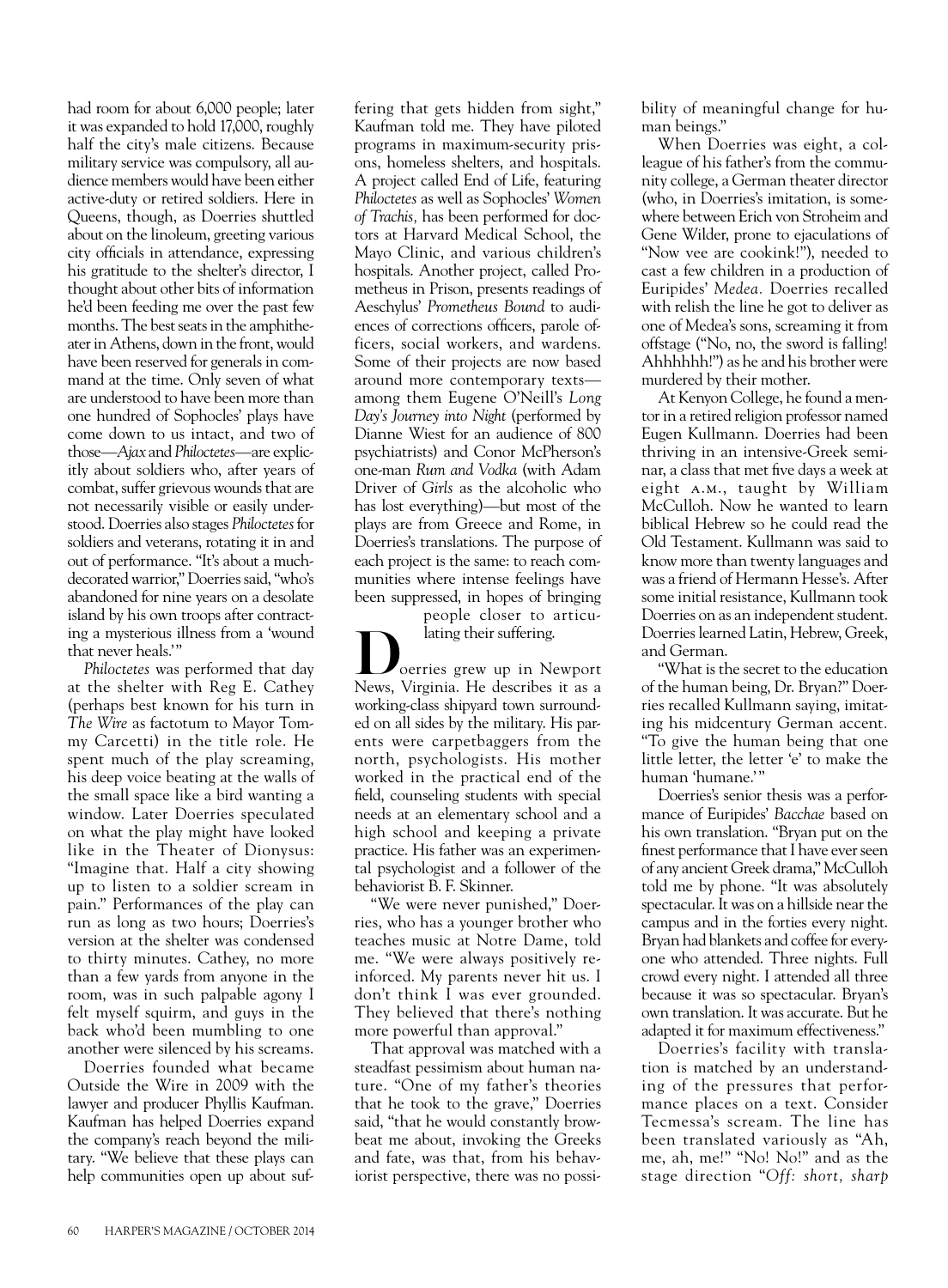had room for about 6,000 people; later it was expanded to hold 17,000, roughly half the city's male citizens. Because military service was compulsory, all audience members would have been either active-duty or retired soldiers. Here in Queens, though, as Doerries shuttled about on the linoleum, greeting various city officials in attendance, expressing his gratitude to the shelter's director, I thought about other bits of information he'd been feeding me over the past few months. The best seats in the amphitheater in Athens, down in the front, would have been reserved for generals in command at the time. Only seven of what are understood to have been more than one hundred of Sophocles' plays have come down to us intact, and two of those—*Ajax* and *Philoctetes*—are explicitly about soldiers who, after years of combat, suffer grievous wounds that are not necessarily visible or easily understood. Doerries also stages *Philoctetes* for soldiers and veterans, rotating it in and out of performance. "It's about a much-decorated warrior," Doerries said, "who's abandoned for nine years on a desolate island by his own troops after contracting a mysterious illness from a 'wound that never heals.'"

*Philoctetes* was performed that day at the shelter with Reg E. Cathey (perhaps best known for his turn in *The Wire* as factotum to Mayor Tommy Carcetti) in the title role. He spent much of the play screaming, his deep voice beating at the walls of the small space like a bird wanting a window. Later Doerries speculated on what the play might have looked like in the Theater of Dionysus: "Imagine that. Half a city showing up to listen to a soldier scream in pain." Performances of the play can run as long as two hours; Doerries's version at the shelter was condensed to thirty minutes. Cathey, no more than a few yards from anyone in the room, was in such palpable agony I felt myself squirm, and guys in the back who'd been mumbling to one another were silenced by his screams.

Doerries founded what became Outside the Wire in 2009 with the lawyer and producer Phyllis Kaufman. Kaufman has helped Doerries expand the company's reach beyond the military. "We believe that these plays can help communities open up about suffering that gets hidden from sight," Kaufman told me. They have piloted programs in maximum-security prisons, homeless shelters, and hospitals. A project called End of Life, featuring *Philoctetes* as well as Sophocles' *Women of Trachis,* has been performed for doctors at Harvard Medical School, the Mayo Clinic, and various children's hospitals. Another project, called Prometheus in Prison, presents readings of Aeschylus' *Prometheus Bound* to audiences of corrections officers, parole officers, social workers, and wardens. Some of their projects are now based around more contemporary texts—among them Eugene O'Neill's *Long Day's Journey into Night* (performed by Dianne Wiest for an audience of 800 psychiatrists) and Conor McPherson's one-man *Rum and Vodka* (with Adam Driver of *Girls* as the alcoholic who has lost everything)—but most of the plays are from Greece and Rome, in Doerries's translations. The purpose of each project is the same: to reach communities where intense feelings have been suppressed, in hopes of bringing people closer to articulating their suffering.

Doerries grew up in Newport News, Virginia. He describes it as a working-class shipyard town surrounded on all sides by the military. His parents were carpetbaggers from the north, psychologists. His mother worked in the practical end of the field, counseling students with special needs at an elementary school and a high school and keeping a private practice. His father was an experimental psychologist and a follower of the behaviorist B. F. Skinner.

"We were never punished," Doerries, who has a younger brother who teaches music at Notre Dame, told me. "We were always positively reinforced. My parents never hit us. I don't think I was ever grounded. They believed that there's nothing more powerful than approval."

That approval was matched with a steadfast pessimism about human nature. "One of my father's theories that he took to the grave," Doerries said, "that he would constantly browbeat me about, invoking the Greeks and fate, was that, from his behaviorist perspective, there was no possibility of meaningful change for human beings."

When Doerries was eight, a colleague of his father's from the community college, a German theater director (who, in Doerries's imitation, is somewhere between Erich von Stroheim and Gene Wilder, prone to ejaculations of "Now vee are cookink!"), needed to cast a few children in a production of Euripides' *Medea.* Doerries recalled with relish the line he got to deliver as one of Medea's sons, screaming it from offstage ("No, no, the sword is falling! Ahhhhhh!") as he and his brother were murdered by their mother.

At Kenyon College, he found a mentor in a retired religion professor named Eugen Kullmann. Doerries had been thriving in an intensive-Greek seminar, a class that met five days a week at eight A.M., taught by William McCulloh. Now he wanted to learn biblical Hebrew so he could read the Old Testament. Kullmann was said to know more than twenty languages and was a friend of Hermann Hesse's. After some initial resistance, Kullmann took Doerries on as an independent student. Doerries learned Latin, Hebrew, Greek, and German.

"What is the secret to the education of the human being, Dr. Bryan?" Doerries recalled Kullmann saying, imitating his midcentury German accent. "To give the human being that one little letter, the letter 'e' to make the human 'humane.'"

Doerries's senior thesis was a performance of Euripides' *Bacchae* based on his own translation. "Bryan put on the finest performance that I have ever seen of any ancient Greek drama," McCulloh told me by phone. "It was absolutely spectacular. It was on a hillside near the campus and in the forties every night. Bryan had blankets and coffee for everyone who attended. Three nights. Full crowd every night. I attended all three because it was so spectacular. Bryan's own translation. It was accurate. But he adapted it for maximum effectiveness."

Doerries's facility with translation is matched by an understanding of the pressures that performance places on a text. Consider Tecmessa's scream. The line has been translated variously as "Ah, me, ah, me!" "No! No!" and as the stage direction "*Off: short, sharp*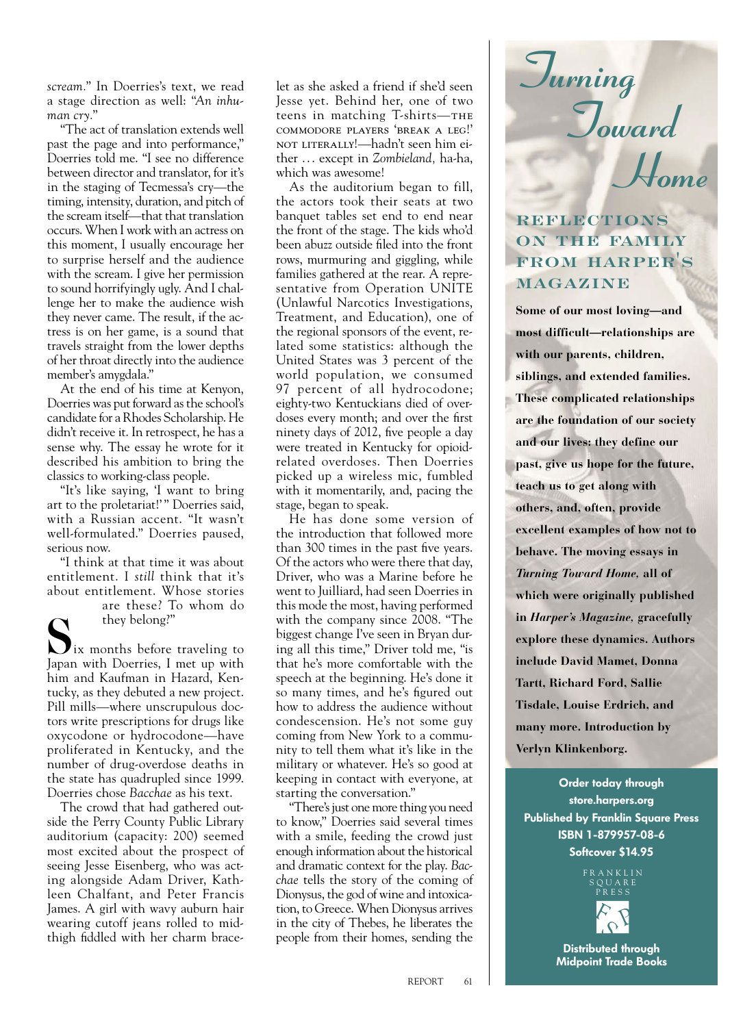*scream.*" In Doerries's text, we read a stage direction as well: "*An inhuman cry.*"

"The act of translation extends well past the page and into performance," Doerries told me. "I see no difference between director and translator, for it's in the staging of Tecmessa's cry—the timing, intensity, duration, and pitch of the scream itself—that that translation occurs. When I work with an actress on this moment, I usually encourage her to surprise herself and the audience with the scream. I give her permission to sound horrifyingly ugly. And I challenge her to make the audience wish they never came. The result, if the actress is on her game, is a sound that travels straight from the lower depths of her throat directly into the audience member's amygdala."

At the end of his time at Kenyon, Doerries was put forward as the school's candidate for a Rhodes Scholarship. He didn't receive it. In retrospect, he has a sense why. The essay he wrote for it described his ambition to bring the classics to working-class people.

"It's like saying, 'I want to bring art to the proletariat!'" Doerries said, with a Russian accent. "It wasn't well-formulated." Doerries paused, serious now.

"I think at that time it was about entitlement. I *still* think that it's about entitlement. Whose stories are these? To whom do they belong?"

Six months before traveling to Japan with Doerries, I met up with him and Kaufman in Hazard, Kentucky, as they debuted a new project. Pill mills—where unscrupulous doctors write prescriptions for drugs like oxycodone or hydrocodone—have proliferated in Kentucky, and the number of drug-overdose deaths in the state has quadrupled since 1999. Doerries chose *Bacchae* as his text.

The crowd that had gathered outside the Perry County Public Library auditorium (capacity: 200) seemed most excited about the prospect of seeing Jesse Eisenberg, who was acting alongside Adam Driver, Kathleen Chalfant, and Peter Francis James. A girl with wavy auburn hair wearing cutoff jeans rolled to mid-thigh fiddled with her charm bracelet as she asked a friend if she'd seen Jesse yet. Behind her, one of two teens in matching T-shirts—THE COMMODORE PLAYERS 'BREAK A LEG!' NOT LITERALLY!—hadn't seen him either … except in *Zombieland,* ha-ha, which was awesome!

As the auditorium began to fill, the actors took their seats at two banquet tables set end to end near the front of the stage. The kids who'd been abuzz outside filed into the front rows, murmuring and giggling, while families gathered at the rear. A representative from Operation UNITE (Unlawful Narcotics Investigations, Treatment, and Education), one of the regional sponsors of the event, related some statistics: although the United States was 3 percent of the world population, we consumed 97 percent of all hydrocodone; eighty-two Kentuckians died of overdoses every month; and over the first ninety days of 2012, five people a day were treated in Kentucky for opioid-related overdoses. Then Doerries picked up a wireless mic, fumbled with it momentarily, and, pacing the stage, began to speak.

He has done some version of the introduction that followed more than 300 times in the past five years. Of the actors who were there that day, Driver, who was a Marine before he went to Juilliard, had seen Doerries in this mode the most, having performed with the company since 2008. "The biggest change I've seen in Bryan during all this time," Driver told me, "is that he's more comfortable with the speech at the beginning. He's done it so many times, and he's figured out how to address the audience without condescension. He's not some guy coming from New York to a community to tell them what it's like in the military or whatever. He's so good at keeping in contact with everyone, at starting the conversation."

"There's just one more thing you need to know," Doerries said several times with a smile, feeding the crowd just enough information about the historical and dramatic context for the play. *Bacchae* tells the story of the coming of Dionysus, the god of wine and intoxication, to Greece. When Dionysus arrives in the city of Thebes, he liberates the people from their homes, sending the

---

# *Turning Toward Home*

## REFLECTIONS ON THE FAMILY FROM HARPER'S MAGAZINE

**Some of our most loving—and most difficult—relationships are with our parents, children, siblings, and extended families. These complicated relationships are the foundation of our society and our lives: they define our past, give us hope for the future, teach us to get along with others, and, often, provide excellent examples of how not to behave. The moving essays in *Turning Toward Home,* all of which were originally published in *Harper's Magazine,* gracefully explore these dynamics. Authors include David Mamet, Donna Tartt, Richard Ford, Sallie Tisdale, Louise Erdrich, and many more. Introduction by Verlyn Klinkenborg.**

**Order today through store.harpers.org**
**Published by Franklin Square Press**
**ISBN 1-879957-08-6**
**Softcover $14.95**

FRANKLIN SQUARE PRESS

**Distributed through Midpoint Trade Books**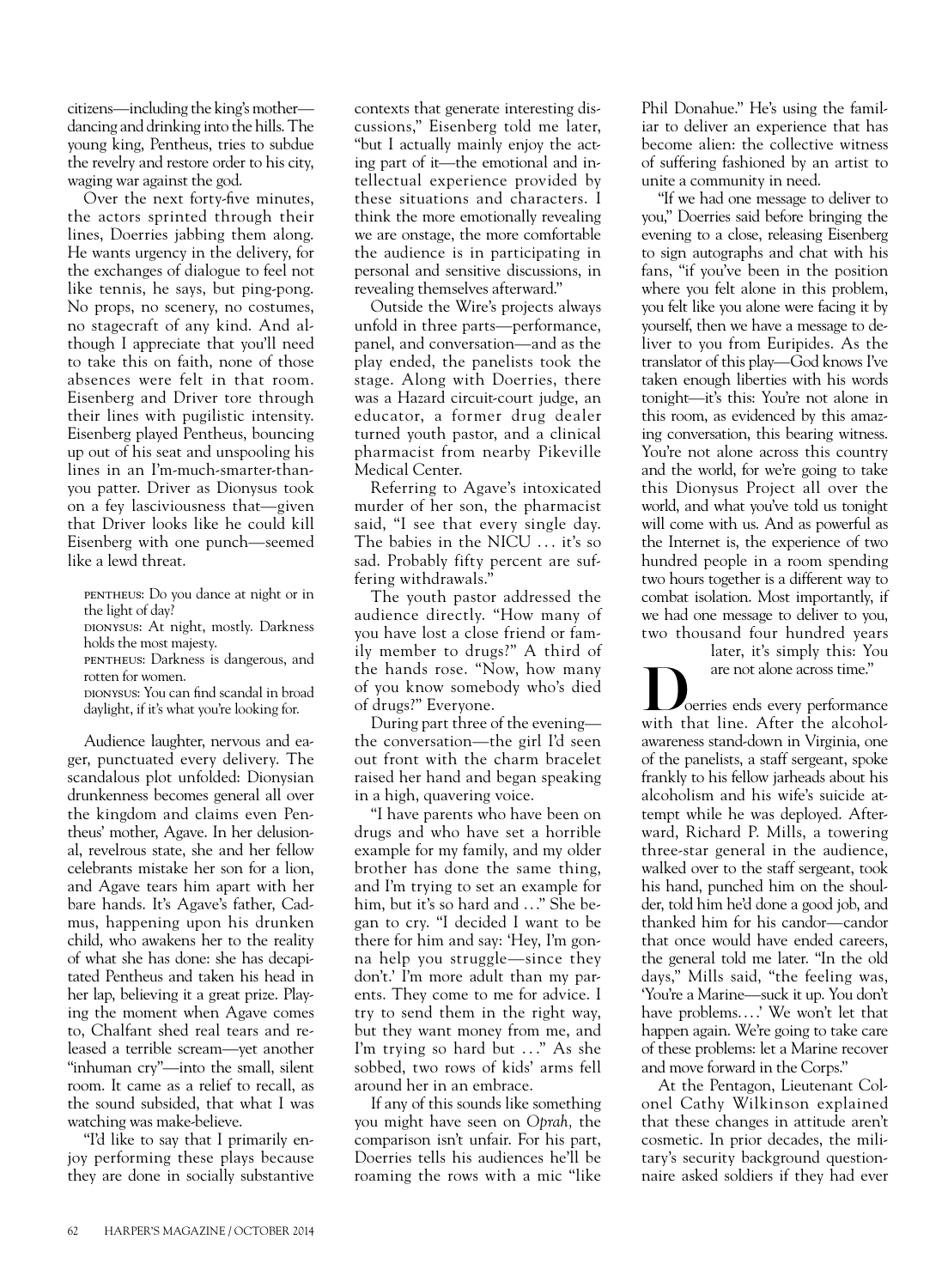citizens—including the king's mother—dancing and drinking into the hills. The young king, Pentheus, tries to subdue the revelry and restore order to his city, waging war against the god.

Over the next forty-five minutes, the actors sprinted through their lines, Doerries jabbing them along. He wants urgency in the delivery, for the exchanges of dialogue to feel not like tennis, he says, but ping-pong. No props, no scenery, no costumes, no stagecraft of any kind. And although I appreciate that you'll need to take this on faith, none of those absences were felt in that room. Eisenberg and Driver tore through their lines with pugilistic intensity. Eisenberg played Pentheus, bouncing up out of his seat and unspooling his lines in an I'm-much-smarter-than-you patter. Driver as Dionysus took on a fey lasciviousness that—given that Driver looks like he could kill Eisenberg with one punch—seemed like a lewd threat.

> PENTHEUS: Do you dance at night or in the light of day?
>
> DIONYSUS: At night, mostly. Darkness holds the most majesty.
>
> PENTHEUS: Darkness is dangerous, and rotten for women.
>
> DIONYSUS: You can find scandal in broad daylight, if it's what you're looking for.

Audience laughter, nervous and eager, punctuated every delivery. The scandalous plot unfolded: Dionysian drunkenness becomes general all over the kingdom and claims even Pentheus' mother, Agave. In her delusional, revelrous state, she and her fellow celebrants mistake her son for a lion, and Agave tears him apart with her bare hands. It's Agave's father, Cadmus, happening upon his drunken child, who awakens her to the reality of what she has done: she has decapitated Pentheus and taken his head in her lap, believing it a great prize. Playing the moment when Agave comes to, Chalfant shed real tears and released a terrible scream—yet another "inhuman cry"—into the small, silent room. It came as a relief to recall, as the sound subsided, that what I was watching was make-believe.

"I'd like to say that I primarily enjoy performing these plays because they are done in socially substantive contexts that generate interesting discussions," Eisenberg told me later, "but I actually mainly enjoy the acting part of it—the emotional and intellectual experience provided by these situations and characters. I think the more emotionally revealing we are onstage, the more comfortable the audience is in participating in personal and sensitive discussions, in revealing themselves afterward."

Outside the Wire's projects always unfold in three parts—performance, panel, and conversation—and as the play ended, the panelists took the stage. Along with Doerries, there was a Hazard circuit-court judge, an educator, a former drug dealer turned youth pastor, and a clinical pharmacist from nearby Pikeville Medical Center.

Referring to Agave's intoxicated murder of her son, the pharmacist said, "I see that every single day. The babies in the NICU . . . it's so sad. Probably fifty percent are suffering withdrawals."

The youth pastor addressed the audience directly. "How many of you have lost a close friend or family member to drugs?" A third of the hands rose. "Now, how many of you know somebody who's died of drugs?" Everyone.

During part three of the evening—the conversation—the girl I'd seen out front with the charm bracelet raised her hand and began speaking in a high, quavering voice.

"I have parents who have been on drugs and who have set a horrible example for my family, and my older brother has done the same thing, and I'm trying to set an example for him, but it's so hard and . . ." She began to cry. "I decided I want to be there for him and say: 'Hey, I'm gonna help you struggle—since they don't.' I'm more adult than my parents. They come to me for advice. I try to send them in the right way, but they want money from me, and I'm trying so hard but . . ." As she sobbed, two rows of kids' arms fell around her in an embrace.

If any of this sounds like something you might have seen on *Oprah,* the comparison isn't unfair. For his part, Doerries tells his audiences he'll be roaming the rows with a mic "like Phil Donahue." He's using the familiar to deliver an experience that has become alien: the collective witness of suffering fashioned by an artist to unite a community in need.

"If we had one message to deliver to you," Doerries said before bringing the evening to a close, releasing Eisenberg to sign autographs and chat with his fans, "if you've been in the position where you felt alone in this problem, you felt like you alone were facing it by yourself, then we have a message to deliver to you from Euripides. As the translator of this play—God knows I've taken enough liberties with his words tonight—it's this: You're not alone in this room, as evidenced by this amazing conversation, this bearing witness. You're not alone across this country and the world, for we're going to take this Dionysus Project all over the world, and what you've told us tonight will come with us. And as powerful as the Internet is, the experience of two hundred people in a room spending two hours together is a different way to combat isolation. Most importantly, if we had one message to deliver to you, two thousand four hundred years later, it's simply this: You are not alone across time."

Doerries ends every performance with that line. After the alcohol-awareness stand-down in Virginia, one of the panelists, a staff sergeant, spoke frankly to his fellow jarheads about his alcoholism and his wife's suicide attempt while he was deployed. Afterward, Richard P. Mills, a towering three-star general in the audience, walked over to the staff sergeant, took his hand, punched him on the shoulder, told him he'd done a good job, and thanked him for his candor—candor that once would have ended careers, the general told me later. "In the old days," Mills said, "the feeling was, 'You're a Marine—suck it up. You don't have problems. . . .' We won't let that happen again. We're going to take care of these problems: let a Marine recover and move forward in the Corps."

At the Pentagon, Lieutenant Colonel Cathy Wilkinson explained that these changes in attitude aren't cosmetic. In prior decades, the military's security background questionnaire asked soldiers if they had ever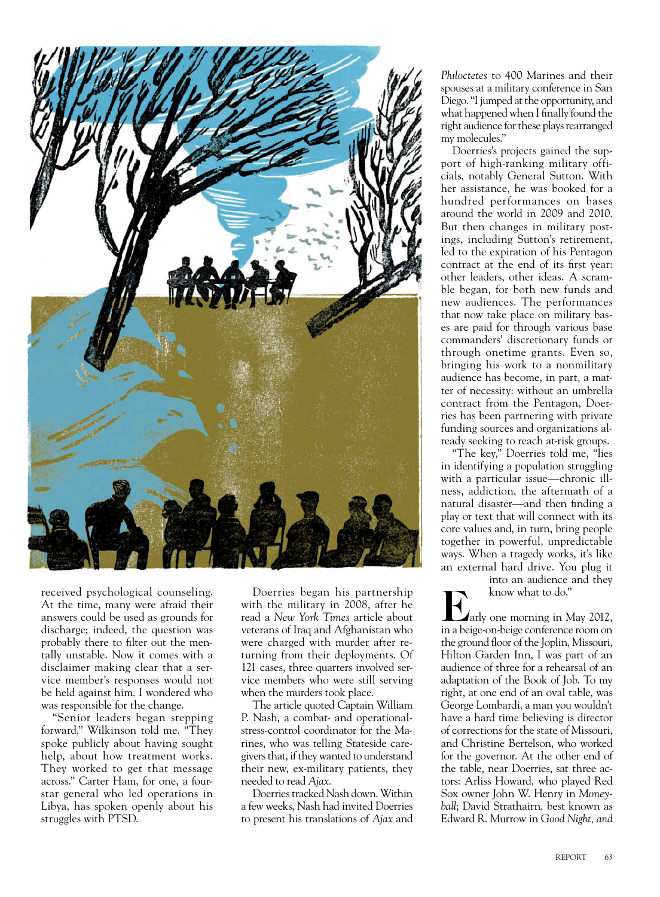received psychological counseling. At the time, many were afraid their answers could be used as grounds for discharge; indeed, the question was probably there to filter out the mentally unstable. Now it comes with a disclaimer making clear that a service member's responses would not be held against him. I wondered who was responsible for the change.

"Senior leaders began stepping forward," Wilkinson told me. "They spoke publicly about having sought help, about how treatment works. They worked to get that message across." Carter Ham, for one, a four-star general who led operations in Libya, has spoken openly about his struggles with PTSD.

Doerries began his partnership with the military in 2008, after he read a *New York Times* article about veterans of Iraq and Afghanistan who were charged with murder after returning from their deployments. Of 121 cases, three quarters involved service members who were still serving when the murders took place.

The article quoted Captain William P. Nash, a combat- and operational-stress-control coordinator for the Marines, who was telling Stateside caregivers that, if they wanted to understand their new, ex-military patients, they needed to read *Ajax*.

Doerries tracked Nash down. Within a few weeks, Nash had invited Doerries to present his translations of *Ajax* and *Philoctetes* to 400 Marines and their spouses at a military conference in San Diego. "I jumped at the opportunity, and what happened when I finally found the right audience for these plays rearranged my molecules."

Doerries's projects gained the support of high-ranking military officials, notably General Sutton. With her assistance, he was booked for a hundred performances on bases around the world in 2009 and 2010. But then changes in military postings, including Sutton's retirement, led to the expiration of his Pentagon contract at the end of its first year: other leaders, other ideas. A scramble began, for both new funds and new audiences. The performances that now take place on military bases are paid for through various base commanders' discretionary funds or through onetime grants. Even so, bringing his work to a nonmilitary audience has become, in part, a matter of necessity: without an umbrella contract from the Pentagon, Doerries has been partnering with private funding sources and organizations already seeking to reach at-risk groups.

"The key," Doerries told me, "lies in identifying a population struggling with a particular issue—chronic illness, addiction, the aftermath of a natural disaster—and then finding a play or text that will connect with its core values and, in turn, bring people together in powerful, unpredictable ways. When a tragedy works, it's like an external hard drive. You plug it into an audience and they know what to do."

Early one morning in May 2012, in a beige-on-beige conference room on the ground floor of the Joplin, Missouri, Hilton Garden Inn, I was part of an audience of three for a rehearsal of an adaptation of the Book of Job. To my right, at one end of an oval table, was George Lombardi, a man you wouldn't have a hard time believing is director of corrections for the state of Missouri, and Christine Bertelson, who worked for the governor. At the other end of the table, near Doerries, sat three actors: Arliss Howard, who played Red Sox owner John W. Henry in *Moneyball*; David Strathairn, best known as Edward R. Murrow in *Good Night, and*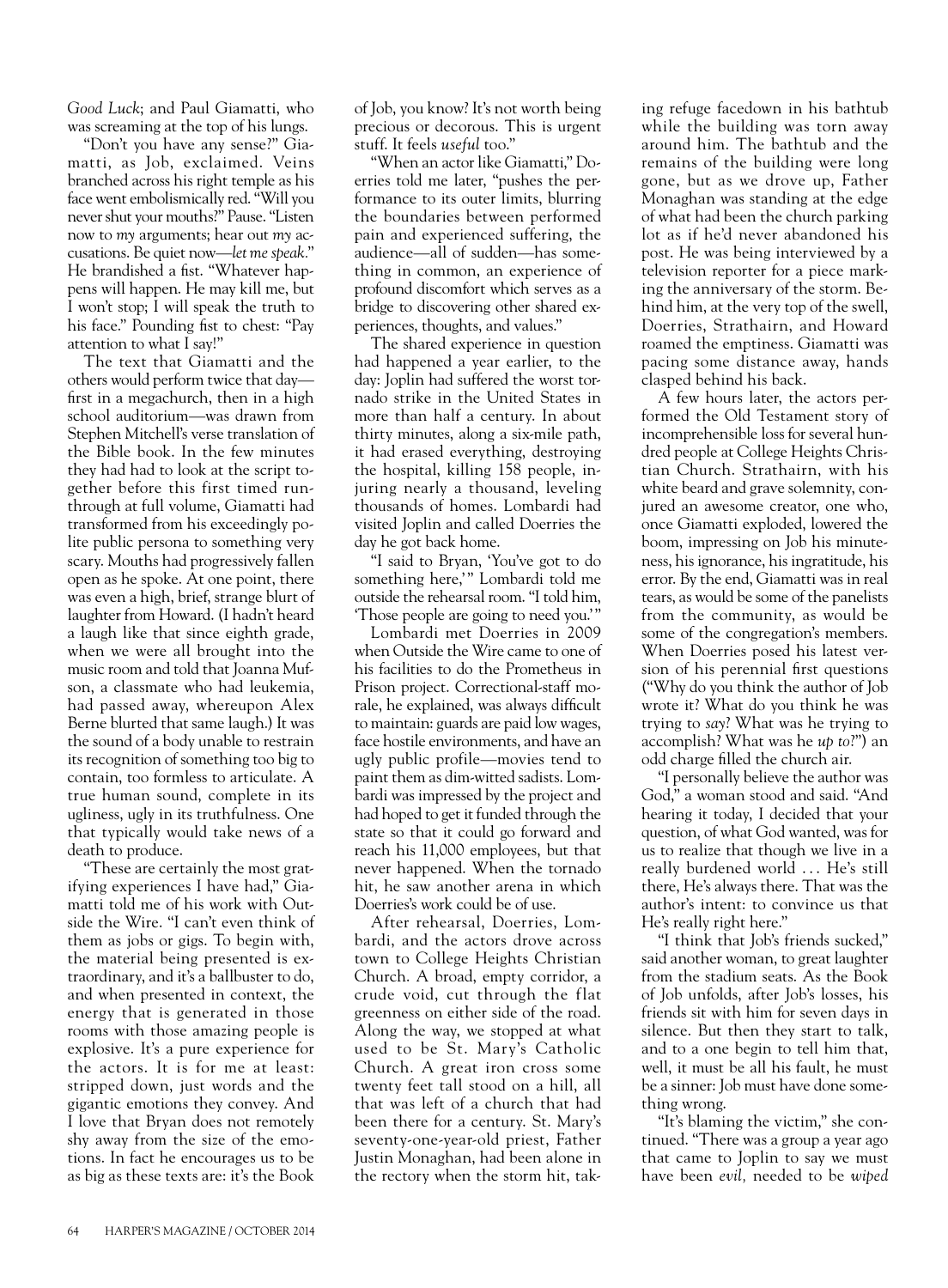*Good Luck*; and Paul Giamatti, who was screaming at the top of his lungs.

"Don't you have any sense?" Giamatti, as Job, exclaimed. Veins branched across his right temple as his face went embolismically red. "Will you never shut your mouths?" Pause. "Listen now to *my* arguments; hear out *my* accusations. Be quiet now—*let me speak*." He brandished a fist. "Whatever happens will happen. He may kill me, but I won't stop; I will speak the truth to his face." Pounding fist to chest: "Pay attention to what I say!"

The text that Giamatti and the others would perform twice that day—first in a megachurch, then in a high school auditorium—was drawn from Stephen Mitchell's verse translation of the Bible book. In the few minutes they had had to look at the script together before this first timed run-through at full volume, Giamatti had transformed from his exceedingly polite public persona to something very scary. Mouths had progressively fallen open as he spoke. At one point, there was even a high, brief, strange blurt of laughter from Howard. (I hadn't heard a laugh like that since eighth grade, when we were all brought into the music room and told that Joanna Mufson, a classmate who had leukemia, had passed away, whereupon Alex Berne blurted that same laugh.) It was the sound of a body unable to restrain its recognition of something too big to contain, too formless to articulate. A true human sound, complete in its ugliness, ugly in its truthfulness. One that typically would take news of a death to produce.

"These are certainly the most gratifying experiences I have had," Giamatti told me of his work with Outside the Wire. "I can't even think of them as jobs or gigs. To begin with, the material being presented is extraordinary, and it's a ballbuster to do, and when presented in context, the energy that is generated in those rooms with those amazing people is explosive. It's a pure experience for the actors. It is for me at least: stripped down, just words and the gigantic emotions they convey. And I love that Bryan does not remotely shy away from the size of the emotions. In fact he encourages us to be as big as these texts are: it's the Book of Job, you know? It's not worth being precious or decorous. This is urgent stuff. It feels *useful* too."

"When an actor like Giamatti," Doerries told me later, "pushes the performance to its outer limits, blurring the boundaries between performed pain and experienced suffering, the audience—all of sudden—has something in common, an experience of profound discomfort which serves as a bridge to discovering other shared experiences, thoughts, and values."

The shared experience in question had happened a year earlier, to the day: Joplin had suffered the worst tornado strike in the United States in more than half a century. In about thirty minutes, along a six-mile path, it had erased everything, destroying the hospital, killing 158 people, injuring nearly a thousand, leveling thousands of homes. Lombardi had visited Joplin and called Doerries the day he got back home.

"I said to Bryan, 'You've got to do something here,'" Lombardi told me outside the rehearsal room. "I told him, 'Those people are going to need you.'"

Lombardi met Doerries in 2009 when Outside the Wire came to one of his facilities to do the Prometheus in Prison project. Correctional-staff morale, he explained, was always difficult to maintain: guards are paid low wages, face hostile environments, and have an ugly public profile—movies tend to paint them as dim-witted sadists. Lombardi was impressed by the project and had hoped to get it funded through the state so that it could go forward and reach his 11,000 employees, but that never happened. When the tornado hit, he saw another arena in which Doerries's work could be of use.

After rehearsal, Doerries, Lombardi, and the actors drove across town to College Heights Christian Church. A broad, empty corridor, a crude void, cut through the flat greenness on either side of the road. Along the way, we stopped at what used to be St. Mary's Catholic Church. A great iron cross some twenty feet tall stood on a hill, all that was left of a church that had been there for a century. St. Mary's seventy-one-year-old priest, Father Justin Monaghan, had been alone in the rectory when the storm hit, taking refuge facedown in his bathtub while the building was torn away around him. The bathtub and the remains of the building were long gone, but as we drove up, Father Monaghan was standing at the edge of what had been the church parking lot as if he'd never abandoned his post. He was being interviewed by a television reporter for a piece marking the anniversary of the storm. Behind him, at the very top of the swell, Doerries, Strathairn, and Howard roamed the emptiness. Giamatti was pacing some distance away, hands clasped behind his back.

A few hours later, the actors performed the Old Testament story of incomprehensible loss for several hundred people at College Heights Christian Church. Strathairn, with his white beard and grave solemnity, conjured an awesome creator, one who, once Giamatti exploded, lowered the boom, impressing on Job his minuteness, his ignorance, his ingratitude, his error. By the end, Giamatti was in real tears, as would be some of the panelists from the community, as would be some of the congregation's members. When Doerries posed his latest version of his perennial first questions ("Why do you think the author of Job wrote it? What do you think he was trying to *say*? What was he trying to accomplish? What was he *up to*?") an odd charge filled the church air.

"I personally believe the author was God," a woman stood and said. "And hearing it today, I decided that your question, of what God wanted, was for us to realize that though we live in a really burdened world . . . He's still there, He's always there. That was the author's intent: to convince us that He's really right here."

"I think that Job's friends sucked," said another woman, to great laughter from the stadium seats. As the Book of Job unfolds, after Job's losses, his friends sit with him for seven days in silence. But then they start to talk, and to a one begin to tell him that, well, it must be all his fault, he must be a sinner: Job must have done something wrong.

"It's blaming the victim," she continued. "There was a group a year ago that came to Joplin to say we must have been *evil,* needed to be *wiped*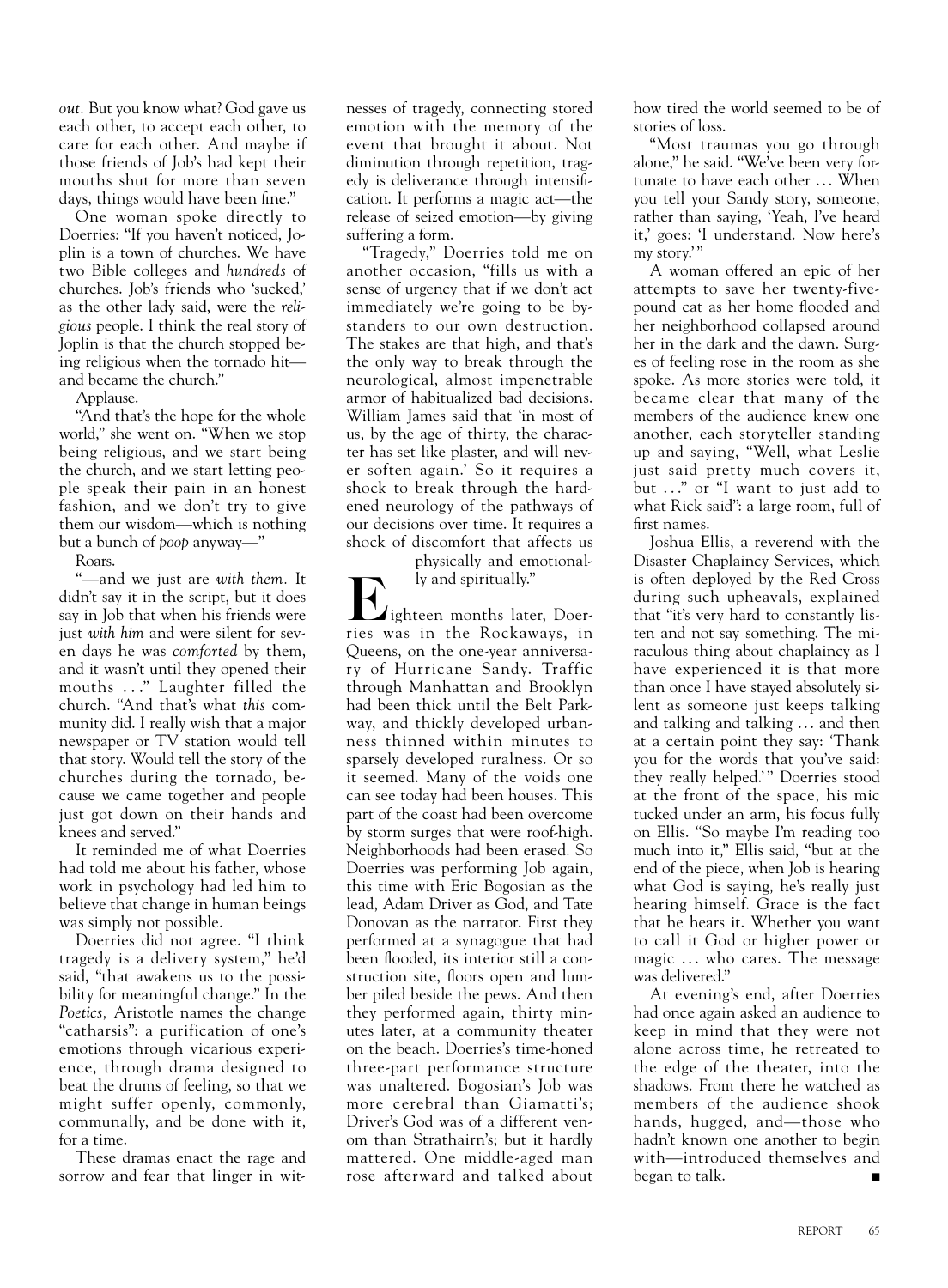*out.* But you know what? God gave us each other, to accept each other, to care for each other. And maybe if those friends of Job's had kept their mouths shut for more than seven days, things would have been fine."

One woman spoke directly to Doerries: "If you haven't noticed, Joplin is a town of churches. We have two Bible colleges and *hundreds* of churches. Job's friends who 'sucked,' as the other lady said, were the *religious* people. I think the real story of Joplin is that the church stopped being religious when the tornado hit—and became the church."

Applause.

"And that's the hope for the whole world," she went on. "When we stop being religious, and we start being the church, and we start letting people speak their pain in an honest fashion, and we don't try to give them our wisdom—which is nothing but a bunch of *poop* anyway—"

Roars.

"—and we just are *with them.* It didn't say it in the script, but it does say in Job that when his friends were just *with him* and were silent for seven days he was *comforted* by them, and it wasn't until they opened their mouths . . ." Laughter filled the church. "And that's what *this* community did. I really wish that a major newspaper or TV station would tell that story. Would tell the story of the churches during the tornado, because we came together and people just got down on their hands and knees and served."

It reminded me of what Doerries had told me about his father, whose work in psychology had led him to believe that change in human beings was simply not possible.

Doerries did not agree. "I think tragedy is a delivery system," he'd said, "that awakens us to the possibility for meaningful change." In the *Poetics,* Aristotle names the change "catharsis": a purification of one's emotions through vicarious experience, through drama designed to beat the drums of feeling, so that we might suffer openly, commonly, communally, and be done with it, for a time.

These dramas enact the rage and sorrow and fear that linger in witnesses of tragedy, connecting stored emotion with the memory of the event that brought it about. Not diminution through repetition, tragedy is deliverance through intensification. It performs a magic act—the release of seized emotion—by giving suffering a form.

"Tragedy," Doerries told me on another occasion, "fills us with a sense of urgency that if we don't act immediately we're going to be bystanders to our own destruction. The stakes are that high, and that's the only way to break through the neurological, almost impenetrable armor of habitualized bad decisions. William James said that 'in most of us, by the age of thirty, the character has set like plaster, and will never soften again.' So it requires a shock to break through the hardened neurology of the pathways of our decisions over time. It requires a shock of discomfort that affects us physically and emotionally and spiritually."

Eighteen months later, Doerries was in the Rockaways, in Queens, on the one-year anniversary of Hurricane Sandy. Traffic through Manhattan and Brooklyn had been thick until the Belt Parkway, and thickly developed urbanness thinned within minutes to sparsely developed ruralness. Or so it seemed. Many of the voids one can see today had been houses. This part of the coast had been overcome by storm surges that were roof-high. Neighborhoods had been erased. So Doerries was performing Job again, this time with Eric Bogosian as the lead, Adam Driver as God, and Tate Donovan as the narrator. First they performed at a synagogue that had been flooded, its interior still a construction site, floors open and lumber piled beside the pews. And then they performed again, thirty minutes later, at a community theater on the beach. Doerries's time-honed three-part performance structure was unaltered. Bogosian's Job was more cerebral than Giamatti's; Driver's God was of a different venom than Strathairn's; but it hardly mattered. One middle-aged man rose afterward and talked about how tired the world seemed to be of stories of loss.

"Most traumas you go through alone," he said. "We've been very fortunate to have each other . . . When you tell your Sandy story, someone, rather than saying, 'Yeah, I've heard it,' goes: 'I understand. Now here's my story.'"

A woman offered an epic of her attempts to save her twenty-five-pound cat as her home flooded and her neighborhood collapsed around her in the dark and the dawn. Surges of feeling rose in the room as she spoke. As more stories were told, it became clear that many of the members of the audience knew one another, each storyteller standing up and saying, "Well, what Leslie just said pretty much covers it, but . . ." or "I want to just add to what Rick said": a large room, full of first names.

Joshua Ellis, a reverend with the Disaster Chaplaincy Services, which is often deployed by the Red Cross during such upheavals, explained that "it's very hard to constantly listen and not say something. The miraculous thing about chaplaincy as I have experienced it is that more than once I have stayed absolutely silent as someone just keeps talking and talking and talking . . . and then at a certain point they say: 'Thank you for the words that you've said: they really helped.'" Doerries stood at the front of the space, his mic tucked under an arm, his focus fully on Ellis. "So maybe I'm reading too much into it," Ellis said, "but at the end of the piece, when Job is hearing what God is saying, he's really just hearing himself. Grace is the fact that he hears it. Whether you want to call it God or higher power or magic . . . who cares. The message was delivered."

At evening's end, after Doerries had once again asked an audience to keep in mind that they were not alone across time, he retreated to the edge of the theater, into the shadows. From there he watched as members of the audience shook hands, hugged, and—those who hadn't known one another to begin with—introduced themselves and began to talk. ■